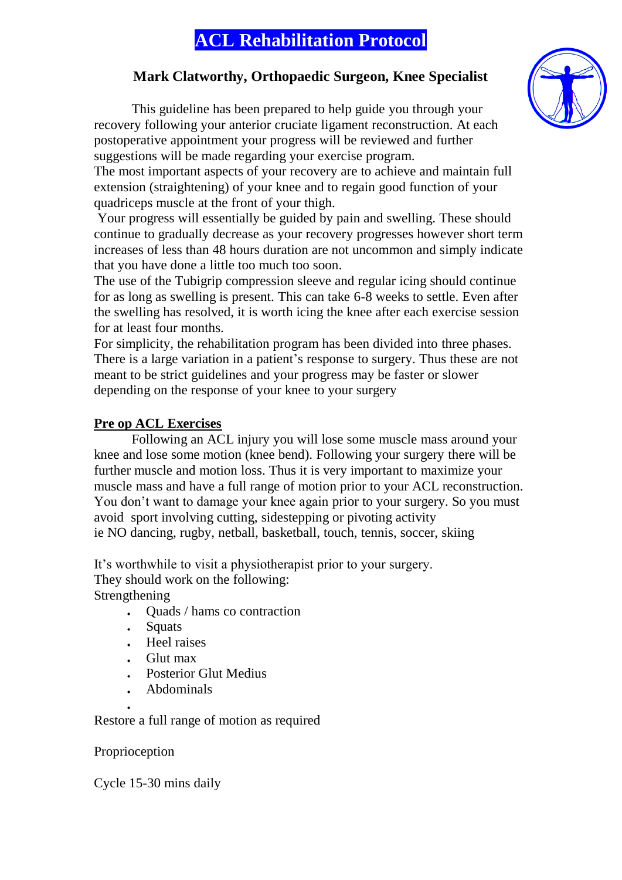# ACL Rehabilitation Protocol

## Mark Clatworthy, Orthopaedic Surgeon, Knee Specialist

This guideline has been prepared to help guide you through your recovery following your anterior cruciate ligament reconstruction. At each postoperative appointment your progress will be reviewed and further suggestions will be made regarding your exercise program.

The most important aspects of your recovery are to achieve and maintain full extension (straightening) of your knee and to regain good function of your quadriceps muscle at the front of your thigh.

Your progress will essentially be guided by pain and swelling. These should continue to gradually decrease as your recovery progresses however short term increases of less than 48 hours duration are not uncommon and simply indicate that you have done a little too much too soon.

The use of the Tubigrip compression sleeve and regular icing should continue for as long as swelling is present. This can take 6-8 weeks to settle. Even after the swelling has resolved, it is worth icing the knee after each exercise session for at least four months.

For simplicity, the rehabilitation program has been divided into three phases. There is a large variation in a patient's response to surgery. Thus these are not meant to be strict guidelines and your progress may be faster or slower depending on the response of your knee to your surgery

**<u>Pre op ACL Exercises</u>**

Following an ACL injury you will lose some muscle mass around your knee and lose some motion (knee bend). Following your surgery there will be further muscle and motion loss. Thus it is very important to maximize your muscle mass and have a full range of motion prior to your ACL reconstruction. You don't want to damage your knee again prior to your surgery. So you must avoid sport involving cutting, sidestepping or pivoting activity
ie NO dancing, rugby, netball, basketball, touch, tennis, soccer, skiing

It's worthwhile to visit a physiotherapist prior to your surgery.
They should work on the following:
Strengthening

- Quads / hams co contraction
- Squats
- Heel raises
- Glut max
- Posterior Glut Medius
- Abdominals

Restore a full range of motion as required

Proprioception

Cycle 15-30 mins daily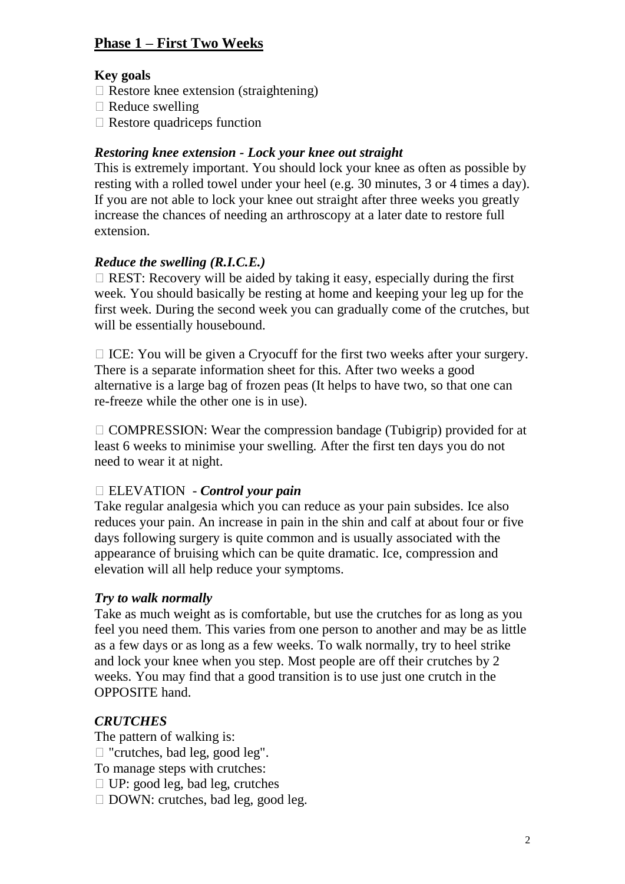## Phase 1 – First Two Weeks

**Key goals**

- Restore knee extension (straightening)
- Reduce swelling
- Restore quadriceps function

***Restoring knee extension - Lock your knee out straight***

This is extremely important. You should lock your knee as often as possible by resting with a rolled towel under your heel (e.g. 30 minutes, 3 or 4 times a day). If you are not able to lock your knee out straight after three weeks you greatly increase the chances of needing an arthroscopy at a later date to restore full extension.

***Reduce the swelling (R.I.C.E.)***

- REST: Recovery will be aided by taking it easy, especially during the first week. You should basically be resting at home and keeping your leg up for the first week. During the second week you can gradually come of the crutches, but will be essentially housebound.

- ICE: You will be given a Cryocuff for the first two weeks after your surgery. There is a separate information sheet for this. After two weeks a good alternative is a large bag of frozen peas (It helps to have two, so that one can re-freeze while the other one is in use).

- COMPRESSION: Wear the compression bandage (Tubigrip) provided for at least 6 weeks to minimise your swelling. After the first ten days you do not need to wear it at night.

- ELEVATION - ***Control your pain***

Take regular analgesia which you can reduce as your pain subsides. Ice also reduces your pain. An increase in pain in the shin and calf at about four or five days following surgery is quite common and is usually associated with the appearance of bruising which can be quite dramatic. Ice, compression and elevation will all help reduce your symptoms.

***Try to walk normally***

Take as much weight as is comfortable, but use the crutches for as long as you feel you need them. This varies from one person to another and may be as little as a few days or as long as a few weeks. To walk normally, try to heel strike and lock your knee when you step. Most people are off their crutches by 2 weeks. You may find that a good transition is to use just one crutch in the OPPOSITE hand.

***CRUTCHES***

The pattern of walking is:

- "crutches, bad leg, good leg".

To manage steps with crutches:

- UP: good leg, bad leg, crutches
- DOWN: crutches, bad leg, good leg.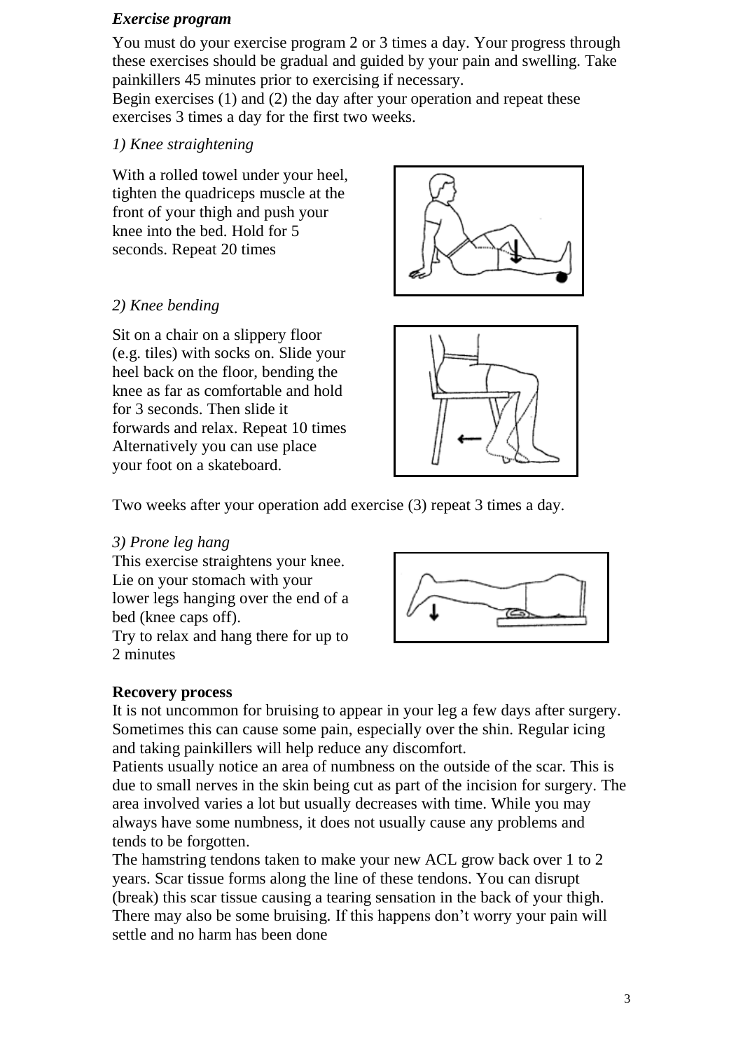### *Exercise program*

You must do your exercise program 2 or 3 times a day. Your progress through these exercises should be gradual and guided by your pain and swelling. Take painkillers 45 minutes prior to exercising if necessary.
Begin exercises (1) and (2) the day after your operation and repeat these exercises 3 times a day for the first two weeks.

*1) Knee straightening*

With a rolled towel under your heel, tighten the quadriceps muscle at the front of your thigh and push your knee into the bed. Hold for 5 seconds. Repeat 20 times

*2) Knee bending*

Sit on a chair on a slippery floor (e.g. tiles) with socks on. Slide your heel back on the floor, bending the knee as far as comfortable and hold for 3 seconds. Then slide it forwards and relax. Repeat 10 times
Alternatively you can use place your foot on a skateboard.

Two weeks after your operation add exercise (3) repeat 3 times a day.

*3) Prone leg hang*
This exercise straightens your knee. Lie on your stomach with your lower legs hanging over the end of a bed (knee caps off).
Try to relax and hang there for up to 2 minutes

**Recovery process**
It is not uncommon for bruising to appear in your leg a few days after surgery. Sometimes this can cause some pain, especially over the shin. Regular icing and taking painkillers will help reduce any discomfort.
Patients usually notice an area of numbness on the outside of the scar. This is due to small nerves in the skin being cut as part of the incision for surgery. The area involved varies a lot but usually decreases with time. While you may always have some numbness, it does not usually cause any problems and tends to be forgotten.
The hamstring tendons taken to make your new ACL grow back over 1 to 2 years. Scar tissue forms along the line of these tendons. You can disrupt (break) this scar tissue causing a tearing sensation in the back of your thigh. There may also be some bruising. If this happens don't worry your pain will settle and no harm has been done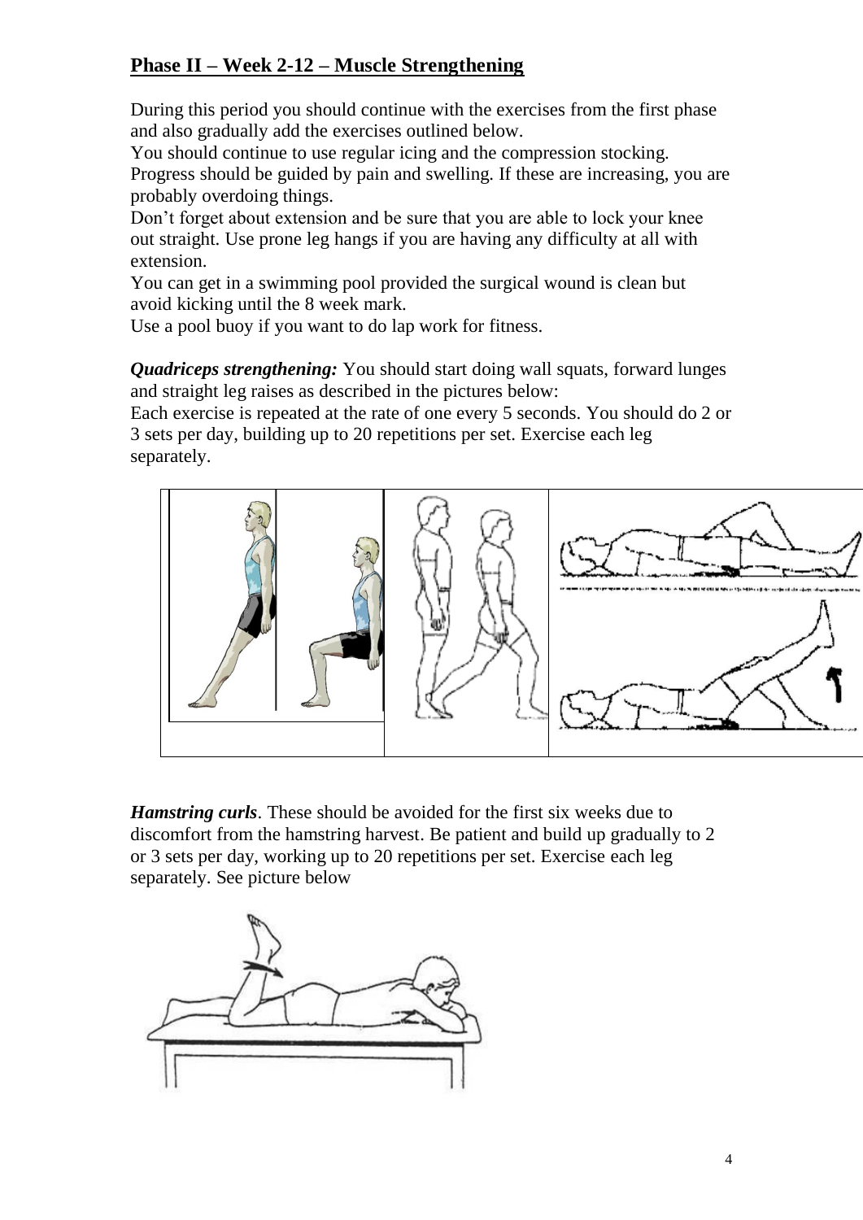## Phase II – Week 2-12 – Muscle Strengthening

During this period you should continue with the exercises from the first phase and also gradually add the exercises outlined below.

You should continue to use regular icing and the compression stocking.

Progress should be guided by pain and swelling. If these are increasing, you are probably overdoing things.

Don't forget about extension and be sure that you are able to lock your knee out straight. Use prone leg hangs if you are having any difficulty at all with extension.

You can get in a swimming pool provided the surgical wound is clean but avoid kicking until the 8 week mark.

Use a pool buoy if you want to do lap work for fitness.

***Quadriceps strengthening:*** You should start doing wall squats, forward lunges and straight leg raises as described in the pictures below:

Each exercise is repeated at the rate of one every 5 seconds. You should do 2 or 3 sets per day, building up to 20 repetitions per set. Exercise each leg separately.

***Hamstring curls***. These should be avoided for the first six weeks due to discomfort from the hamstring harvest. Be patient and build up gradually to 2 or 3 sets per day, working up to 20 repetitions per set. Exercise each leg separately. See picture below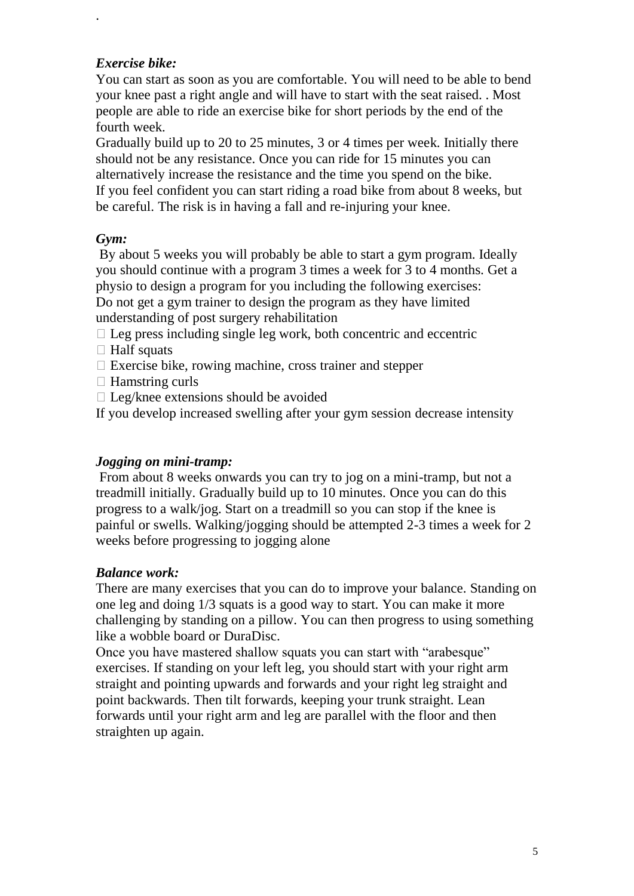.

***Exercise bike:***

You can start as soon as you are comfortable. You will need to be able to bend your knee past a right angle and will have to start with the seat raised. . Most people are able to ride an exercise bike for short periods by the end of the fourth week.

Gradually build up to 20 to 25 minutes, 3 or 4 times per week. Initially there should not be any resistance. Once you can ride for 15 minutes you can alternatively increase the resistance and the time you spend on the bike. If you feel confident you can start riding a road bike from about 8 weeks, but be careful. The risk is in having a fall and re-injuring your knee.

***Gym:***

By about 5 weeks you will probably be able to start a gym program. Ideally you should continue with a program 3 times a week for 3 to 4 months. Get a physio to design a program for you including the following exercises: Do not get a gym trainer to design the program as they have limited understanding of post surgery rehabilitation

- Leg press including single leg work, both concentric and eccentric
- Half squats
- Exercise bike, rowing machine, cross trainer and stepper
- Hamstring curls
- Leg/knee extensions should be avoided

If you develop increased swelling after your gym session decrease intensity

***Jogging on mini-tramp:***

From about 8 weeks onwards you can try to jog on a mini-tramp, but not a treadmill initially. Gradually build up to 10 minutes. Once you can do this progress to a walk/jog. Start on a treadmill so you can stop if the knee is painful or swells. Walking/jogging should be attempted 2-3 times a week for 2 weeks before progressing to jogging alone

***Balance work:***

There are many exercises that you can do to improve your balance. Standing on one leg and doing 1/3 squats is a good way to start. You can make it more challenging by standing on a pillow. You can then progress to using something like a wobble board or DuraDisc.

Once you have mastered shallow squats you can start with "arabesque" exercises. If standing on your left leg, you should start with your right arm straight and pointing upwards and forwards and your right leg straight and point backwards. Then tilt forwards, keeping your trunk straight. Lean forwards until your right arm and leg are parallel with the floor and then straighten up again.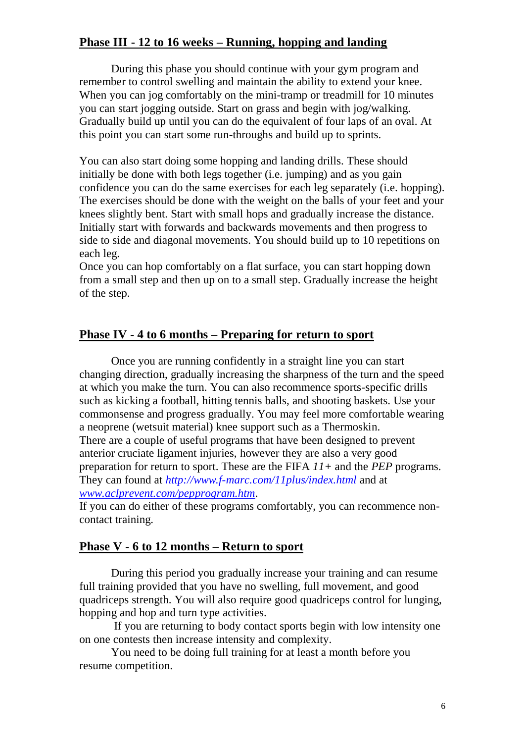## Phase III - 12 to 16 weeks – Running, hopping and landing

During this phase you should continue with your gym program and remember to control swelling and maintain the ability to extend your knee. When you can jog comfortably on the mini-tramp or treadmill for 10 minutes you can start jogging outside. Start on grass and begin with jog/walking. Gradually build up until you can do the equivalent of four laps of an oval. At this point you can start some run-throughs and build up to sprints.

You can also start doing some hopping and landing drills. These should initially be done with both legs together (i.e. jumping) and as you gain confidence you can do the same exercises for each leg separately (i.e. hopping). The exercises should be done with the weight on the balls of your feet and your knees slightly bent. Start with small hops and gradually increase the distance. Initially start with forwards and backwards movements and then progress to side to side and diagonal movements. You should build up to 10 repetitions on each leg.

Once you can hop comfortably on a flat surface, you can start hopping down from a small step and then up on to a small step. Gradually increase the height of the step.

## Phase IV - 4 to 6 months – Preparing for return to sport

Once you are running confidently in a straight line you can start changing direction, gradually increasing the sharpness of the turn and the speed at which you make the turn. You can also recommence sports-specific drills such as kicking a football, hitting tennis balls, and shooting baskets. Use your commonsense and progress gradually. You may feel more comfortable wearing a neoprene (wetsuit material) knee support such as a Thermoskin.

There are a couple of useful programs that have been designed to prevent anterior cruciate ligament injuries, however they are also a very good preparation for return to sport. These are the FIFA *11+* and the *PEP* programs. They can found at *http://www.f-marc.com/11plus/index.html* and at *www.aclprevent.com/pepprogram.htm*.

If you can do either of these programs comfortably, you can recommence non-contact training.

## Phase V - 6 to 12 months – Return to sport

During this period you gradually increase your training and can resume full training provided that you have no swelling, full movement, and good quadriceps strength. You will also require good quadriceps control for lunging, hopping and hop and turn type activities.

If you are returning to body contact sports begin with low intensity one on one contests then increase intensity and complexity.

You need to be doing full training for at least a month before you resume competition.